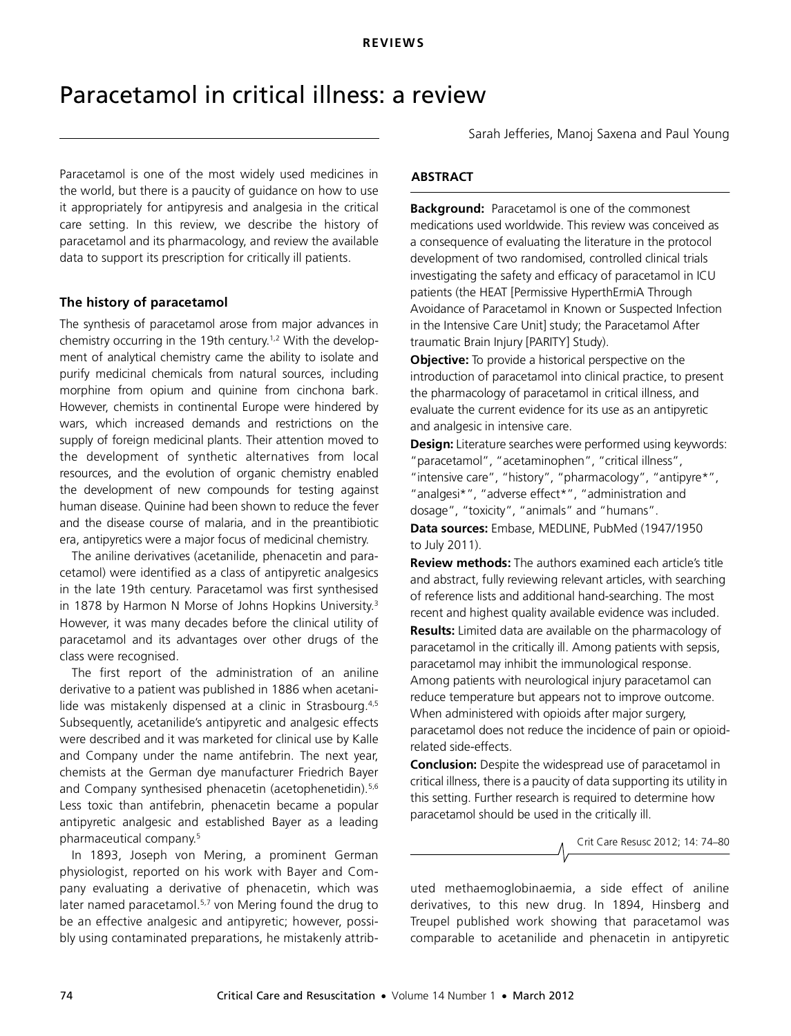# Paracetamol in critical illness: a review

Sarah Jefferies, Manoj Saxena and Paul Young

Paracetamol is one of the most widely used medicines in the world, but there is a paucity of guidance on how to use it appropriately for antipyresis and analgesia in the critical care setting. In this review, we describe the history of paracetamol and its pharmacology, and review the available data to support its prescription for critically ill patients.

## ABSTRACT

**Background:** Paracetamol is one of the commonest medications used worldwide. This review was conceived as a consequence of evaluating the literature in the protocol development of two randomised, controlled clinical trials investigating the safety and efficacy of paracetamol in ICU patients (the HEAT [Permissive HyperthErmiA Through Avoidance of Paracetamol in Known or Suspected Infection in the Intensive Care Unit] study; the Paracetamol After traumatic Brain Injury [PARITY] Study).

**Objective:** To provide a historical perspective on the introduction of paracetamol into clinical practice, to present the pharmacology of paracetamol in critical illness, and evaluate the current evidence for its use as an antipyretic and analgesic in intensive care.

**Design:** Literature searches were performed using keywords: "paracetamol", "acetaminophen", "critical illness", "intensive care", "history", "pharmacology", "antipyre*", "analgesi*", "adverse effect*", "administration and dosage", "toxicity", "animals" and "humans".

**Data sources:** Embase, MEDLINE, PubMed (1947/1950 to July 2011).

**Review methods:** The authors examined each article's title and abstract, fully reviewing relevant articles, with searching of reference lists and additional hand-searching. The most recent and highest quality available evidence was included.

**Results:** Limited data are available on the pharmacology of paracetamol in the critically ill. Among patients with sepsis, paracetamol may inhibit the immunological response. Among patients with neurological injury paracetamol can reduce temperature but appears not to improve outcome. When administered with opioids after major surgery, paracetamol does not reduce the incidence of pain or opioid-related side-effects.

**Conclusion:** Despite the widespread use of paracetamol in critical illness, there is a paucity of data supporting its utility in this setting. Further research is required to determine how paracetamol should be used in the critically ill.

## The history of paracetamol

The synthesis of paracetamol arose from major advances in chemistry occurring in the 19th century.[1,2] With the development of analytical chemistry came the ability to isolate and purify medicinal chemicals from natural sources, including morphine from opium and quinine from cinchona bark. However, chemists in continental Europe were hindered by wars, which increased demands and restrictions on the supply of foreign medicinal plants. Their attention moved to the development of synthetic alternatives from local resources, and the evolution of organic chemistry enabled the development of new compounds for testing against human disease. Quinine had been shown to reduce the fever and the disease course of malaria, and in the preantibiotic era, antipyretics were a major focus of medicinal chemistry.

The aniline derivatives (acetanilide, phenacetin and paracetamol) were identified as a class of antipyretic analgesics in the late 19th century. Paracetamol was first synthesised in 1878 by Harmon N Morse of Johns Hopkins University.[3] However, it was many decades before the clinical utility of paracetamol and its advantages over other drugs of the class were recognised.

The first report of the administration of an aniline derivative to a patient was published in 1886 when acetanilide was mistakenly dispensed at a clinic in Strasbourg.[4,5] Subsequently, acetanilide's antipyretic and analgesic effects were described and it was marketed for clinical use by Kalle and Company under the name antifebrin. The next year, chemists at the German dye manufacturer Friedrich Bayer and Company synthesised phenacetin (acetophenetidin).[5,6] Less toxic than antifebrin, phenacetin became a popular antipyretic analgesic and established Bayer as a leading pharmaceutical company.[5]

In 1893, Joseph von Mering, a prominent German physiologist, reported on his work with Bayer and Company evaluating a derivative of phenacetin, which was later named paracetamol.[5,7] von Mering found the drug to be an effective analgesic and antipyretic; however, possibly using contaminated preparations, he mistakenly attributed methaemoglobinaemia, a side effect of aniline derivatives, to this new drug. In 1894, Hinsberg and Treupel published work showing that paracetamol was comparable to acetanilide and phenacetin in antipyretic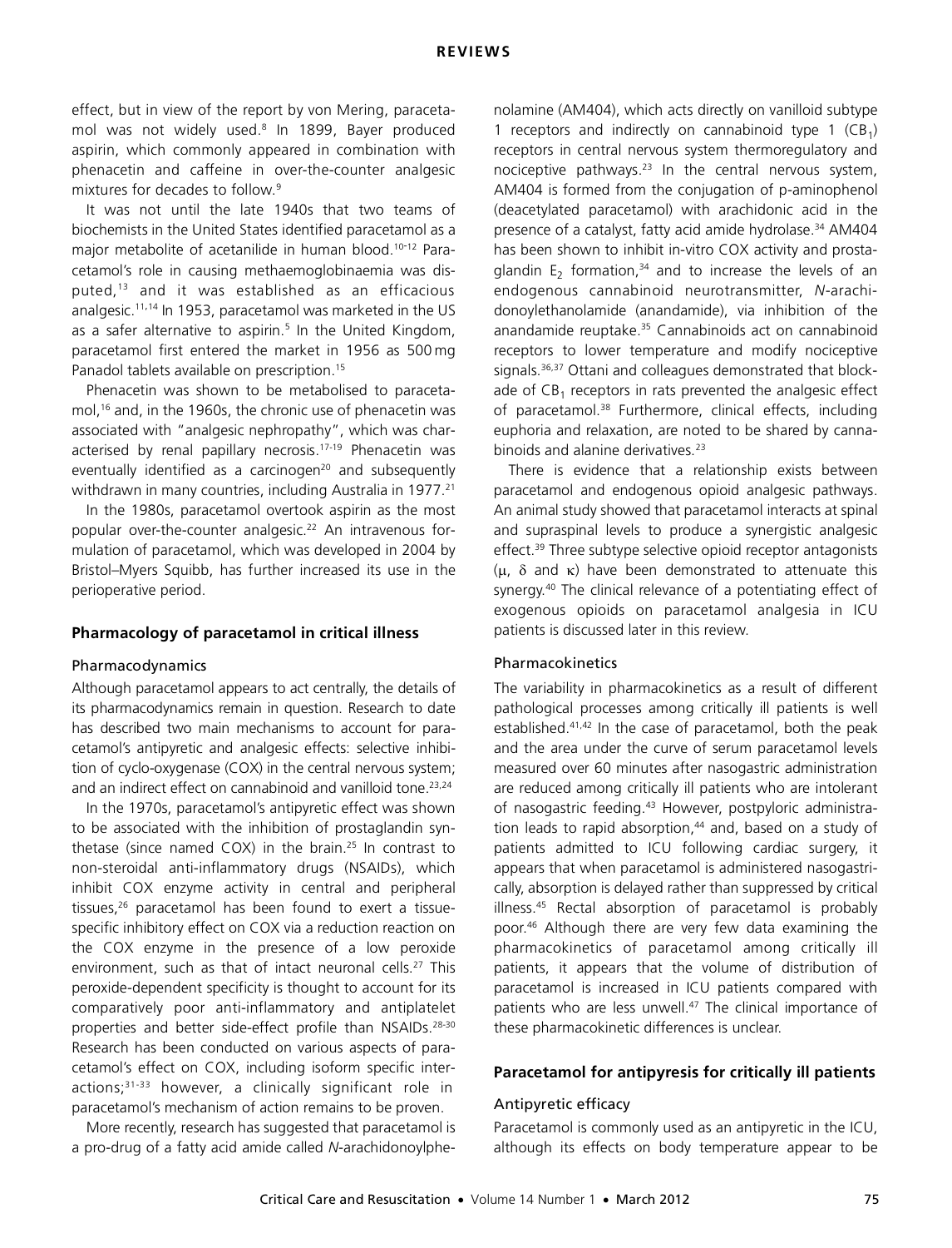effect, but in view of the report by von Mering, paracetamol was not widely used.[8] In 1899, Bayer produced aspirin, which commonly appeared in combination with phenacetin and caffeine in over-the-counter analgesic mixtures for decades to follow.[9]

It was not until the late 1940s that two teams of biochemists in the United States identified paracetamol as a major metabolite of acetanilide in human blood.[10-12] Paracetamol's role in causing methaemoglobinaemia was disputed,[13] and it was established as an efficacious analgesic.[11,14] In 1953, paracetamol was marketed in the US as a safer alternative to aspirin.[5] In the United Kingdom, paracetamol first entered the market in 1956 as 500 mg Panadol tablets available on prescription.[15]

Phenacetin was shown to be metabolised to paracetamol,[16] and, in the 1960s, the chronic use of phenacetin was associated with "analgesic nephropathy", which was characterised by renal papillary necrosis.[17-19] Phenacetin was eventually identified as a carcinogen[20] and subsequently withdrawn in many countries, including Australia in 1977.[21]

In the 1980s, paracetamol overtook aspirin as the most popular over-the-counter analgesic.[22] An intravenous formulation of paracetamol, which was developed in 2004 by Bristol–Myers Squibb, has further increased its use in the perioperative period.

## Pharmacology of paracetamol in critical illness

### Pharmacodynamics

Although paracetamol appears to act centrally, the details of its pharmacodynamics remain in question. Research to date has described two main mechanisms to account for paracetamol's antipyretic and analgesic effects: selective inhibition of cyclo-oxygenase (COX) in the central nervous system; and an indirect effect on cannabinoid and vanilloid tone.[23,24]

In the 1970s, paracetamol's antipyretic effect was shown to be associated with the inhibition of prostaglandin synthetase (since named COX) in the brain.[25] In contrast to non-steroidal anti-inflammatory drugs (NSAIDs), which inhibit COX enzyme activity in central and peripheral tissues,[26] paracetamol has been found to exert a tissue-specific inhibitory effect on COX via a reduction reaction on the COX enzyme in the presence of a low peroxide environment, such as that of intact neuronal cells.[27] This peroxide-dependent specificity is thought to account for its comparatively poor anti-inflammatory and antiplatelet properties and better side-effect profile than NSAIDs.[28-30] Research has been conducted on various aspects of paracetamol's effect on COX, including isoform specific interactions;[31-33] however, a clinically significant role in paracetamol's mechanism of action remains to be proven.

More recently, research has suggested that paracetamol is a pro-drug of a fatty acid amide called *N*-arachidonoylphenolamine (AM404), which acts directly on vanilloid subtype 1 receptors and indirectly on cannabinoid type 1 ($CB_1$) receptors in central nervous system thermoregulatory and nociceptive pathways.[23] In the central nervous system, AM404 is formed from the conjugation of p-aminophenol (deacetylated paracetamol) with arachidonic acid in the presence of a catalyst, fatty acid amide hydrolase.[34] AM404 has been shown to inhibit in-vitro COX activity and prostaglandin $E_2$ formation,[34] and to increase the levels of an endogenous cannabinoid neurotransmitter, *N*-arachidonoylethanolamide (anandamide), via inhibition of the anandamide reuptake.[35] Cannabinoids act on cannabinoid receptors to lower temperature and modify nociceptive signals.[36,37] Ottani and colleagues demonstrated that blockade of $CB_1$ receptors in rats prevented the analgesic effect of paracetamol.[38] Furthermore, clinical effects, including euphoria and relaxation, are noted to be shared by cannabinoids and alanine derivatives.[23]

There is evidence that a relationship exists between paracetamol and endogenous opioid analgesic pathways. An animal study showed that paracetamol interacts at spinal and supraspinal levels to produce a synergistic analgesic effect.[39] Three subtype selective opioid receptor antagonists ($\mu$, $\delta$ and $\kappa$) have been demonstrated to attenuate this synergy.[40] The clinical relevance of a potentiating effect of exogenous opioids on paracetamol analgesia in ICU patients is discussed later in this review.

### Pharmacokinetics

The variability in pharmacokinetics as a result of different pathological processes among critically ill patients is well established.[41,42] In the case of paracetamol, both the peak and the area under the curve of serum paracetamol levels measured over 60 minutes after nasogastric administration are reduced among critically ill patients who are intolerant of nasogastric feeding.[43] However, postpyloric administration leads to rapid absorption,[44] and, based on a study of patients admitted to ICU following cardiac surgery, it appears that when paracetamol is administered nasogastrically, absorption is delayed rather than suppressed by critical illness.[45] Rectal absorption of paracetamol is probably poor.[46] Although there are very few data examining the pharmacokinetics of paracetamol among critically ill patients, it appears that the volume of distribution of paracetamol is increased in ICU patients compared with patients who are less unwell.[47] The clinical importance of these pharmacokinetic differences is unclear.

## Paracetamol for antipyresis for critically ill patients

### Antipyretic efficacy

Paracetamol is commonly used as an antipyretic in the ICU, although its effects on body temperature appear to be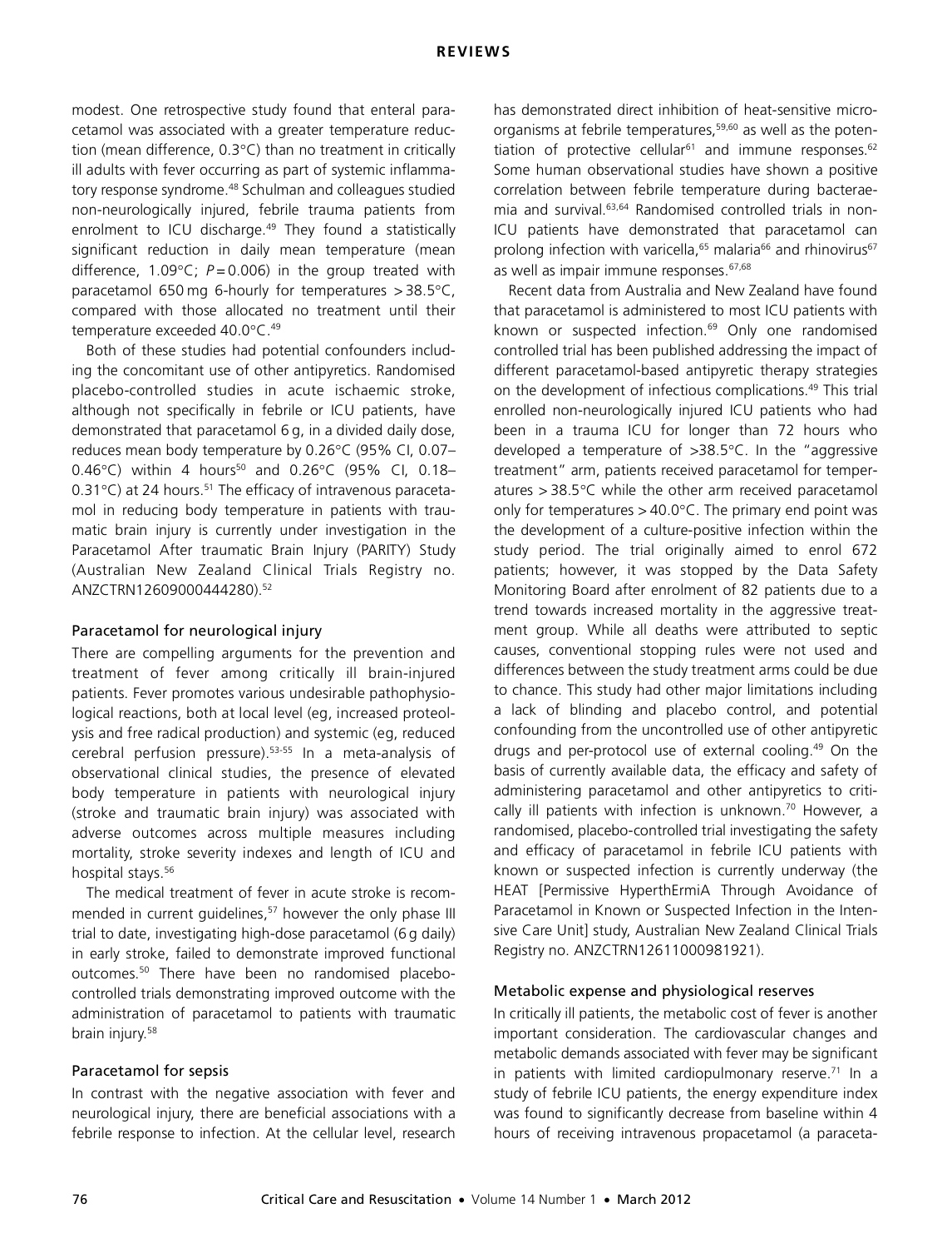modest. One retrospective study found that enteral paracetamol was associated with a greater temperature reduction (mean difference, 0.3°C) than no treatment in critically ill adults with fever occurring as part of systemic inflammatory response syndrome.[48] Schulman and colleagues studied non-neurologically injured, febrile trauma patients from enrolment to ICU discharge.[49] They found a statistically significant reduction in daily mean temperature (mean difference, 1.09°C; $P = 0.006$) in the group treated with paracetamol 650 mg 6-hourly for temperatures > 38.5°C, compared with those allocated no treatment until their temperature exceeded 40.0°C.[49]

Both of these studies had potential confounders including the concomitant use of other antipyretics. Randomised placebo-controlled studies in acute ischaemic stroke, although not specifically in febrile or ICU patients, have demonstrated that paracetamol 6 g, in a divided daily dose, reduces mean body temperature by 0.26°C (95% CI, 0.07–0.46°C) within 4 hours[50] and 0.26°C (95% CI, 0.18–0.31°C) at 24 hours.[51] The efficacy of intravenous paracetamol in reducing body temperature in patients with traumatic brain injury is currently under investigation in the Paracetamol After traumatic Brain Injury (PARITY) Study (Australian New Zealand Clinical Trials Registry no. ANZCTRN12609000444280).[52]

### Paracetamol for neurological injury

There are compelling arguments for the prevention and treatment of fever among critically ill brain-injured patients. Fever promotes various undesirable pathophysiological reactions, both at local level (eg, increased proteolysis and free radical production) and systemic (eg, reduced cerebral perfusion pressure).[53-55] In a meta-analysis of observational clinical studies, the presence of elevated body temperature in patients with neurological injury (stroke and traumatic brain injury) was associated with adverse outcomes across multiple measures including mortality, stroke severity indexes and length of ICU and hospital stays.[56]

The medical treatment of fever in acute stroke is recommended in current guidelines,[57] however the only phase III trial to date, investigating high-dose paracetamol (6 g daily) in early stroke, failed to demonstrate improved functional outcomes.[50] There have been no randomised placebo-controlled trials demonstrating improved outcome with the administration of paracetamol to patients with traumatic brain injury.[58]

### Paracetamol for sepsis

In contrast with the negative association with fever and neurological injury, there are beneficial associations with a febrile response to infection. At the cellular level, research has demonstrated direct inhibition of heat-sensitive microorganisms at febrile temperatures,[59,60] as well as the potentiation of protective cellular[61] and immune responses.[62] Some human observational studies have shown a positive correlation between febrile temperature during bacteraemia and survival.[63,64] Randomised controlled trials in non-ICU patients have demonstrated that paracetamol can prolong infection with varicella,[65] malaria[66] and rhinovirus[67] as well as impair immune responses.[67,68]

Recent data from Australia and New Zealand have found that paracetamol is administered to most ICU patients with known or suspected infection.[69] Only one randomised controlled trial has been published addressing the impact of different paracetamol-based antipyretic therapy strategies on the development of infectious complications.[49] This trial enrolled non-neurologically injured ICU patients who had been in a trauma ICU for longer than 72 hours who developed a temperature of >38.5°C. In the "aggressive treatment" arm, patients received paracetamol for temperatures > 38.5°C while the other arm received paracetamol only for temperatures > 40.0°C. The primary end point was the development of a culture-positive infection within the study period. The trial originally aimed to enrol 672 patients; however, it was stopped by the Data Safety Monitoring Board after enrolment of 82 patients due to a trend towards increased mortality in the aggressive treatment group. While all deaths were attributed to septic causes, conventional stopping rules were not used and differences between the study treatment arms could be due to chance. This study had other major limitations including a lack of blinding and placebo control, and potential confounding from the uncontrolled use of other antipyretic drugs and per-protocol use of external cooling.[49] On the basis of currently available data, the efficacy and safety of administering paracetamol and other antipyretics to critically ill patients with infection is unknown.[70] However, a randomised, placebo-controlled trial investigating the safety and efficacy of paracetamol in febrile ICU patients with known or suspected infection is currently underway (the HEAT [Permissive HyperthErmiA Through Avoidance of Paracetamol in Known or Suspected Infection in the Intensive Care Unit] study, Australian New Zealand Clinical Trials Registry no. ANZCTRN12611000981921).

### Metabolic expense and physiological reserves

In critically ill patients, the metabolic cost of fever is another important consideration. The cardiovascular changes and metabolic demands associated with fever may be significant in patients with limited cardiopulmonary reserve.[71] In a study of febrile ICU patients, the energy expenditure index was found to significantly decrease from baseline within 4 hours of receiving intravenous propacetamol (a paraceta-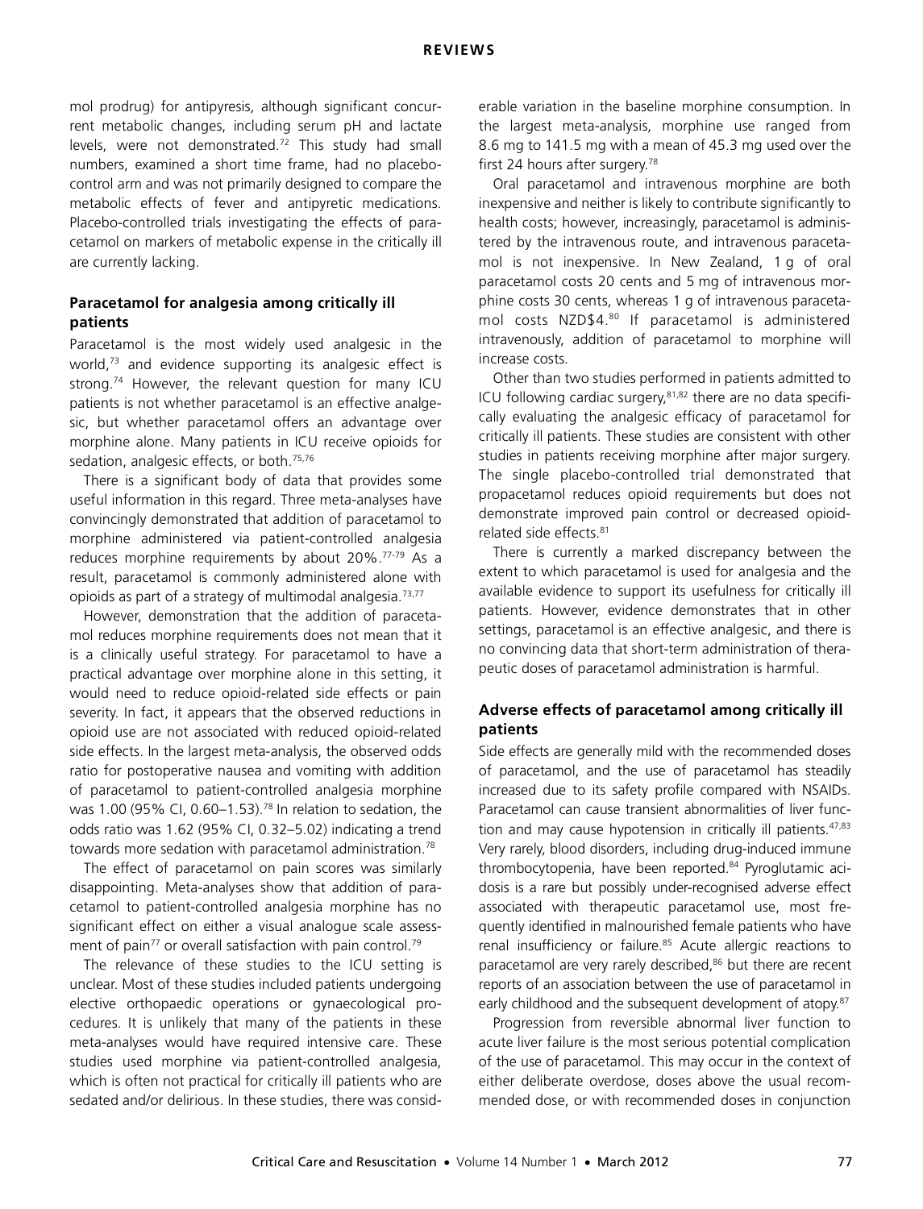mol prodrug) for antipyresis, although significant concurrent metabolic changes, including serum pH and lactate levels, were not demonstrated.[72] This study had small numbers, examined a short time frame, had no placebo-control arm and was not primarily designed to compare the metabolic effects of fever and antipyretic medications. Placebo-controlled trials investigating the effects of paracetamol on markers of metabolic expense in the critically ill are currently lacking.

### Paracetamol for analgesia among critically ill patients

Paracetamol is the most widely used analgesic in the world,[73] and evidence supporting its analgesic effect is strong.[74] However, the relevant question for many ICU patients is not whether paracetamol is an effective analgesic, but whether paracetamol offers an advantage over morphine alone. Many patients in ICU receive opioids for sedation, analgesic effects, or both.[75,76]

There is a significant body of data that provides some useful information in this regard. Three meta-analyses have convincingly demonstrated that addition of paracetamol to morphine administered via patient-controlled analgesia reduces morphine requirements by about 20%.[77-79] As a result, paracetamol is commonly administered alone with opioids as part of a strategy of multimodal analgesia.[73,77]

However, demonstration that the addition of paracetamol reduces morphine requirements does not mean that it is a clinically useful strategy. For paracetamol to have a practical advantage over morphine alone in this setting, it would need to reduce opioid-related side effects or pain severity. In fact, it appears that the observed reductions in opioid use are not associated with reduced opioid-related side effects. In the largest meta-analysis, the observed odds ratio for postoperative nausea and vomiting with addition of paracetamol to patient-controlled analgesia morphine was 1.00 (95% CI, 0.60–1.53).[78] In relation to sedation, the odds ratio was 1.62 (95% CI, 0.32–5.02) indicating a trend towards more sedation with paracetamol administration.[78]

The effect of paracetamol on pain scores was similarly disappointing. Meta-analyses show that addition of paracetamol to patient-controlled analgesia morphine has no significant effect on either a visual analogue scale assessment of pain[77] or overall satisfaction with pain control.[79]

The relevance of these studies to the ICU setting is unclear. Most of these studies included patients undergoing elective orthopaedic operations or gynaecological procedures. It is unlikely that many of the patients in these meta-analyses would have required intensive care. These studies used morphine via patient-controlled analgesia, which is often not practical for critically ill patients who are sedated and/or delirious. In these studies, there was considerable variation in the baseline morphine consumption. In the largest meta-analysis, morphine use ranged from 8.6 mg to 141.5 mg with a mean of 45.3 mg used over the first 24 hours after surgery.[78]

Oral paracetamol and intravenous morphine are both inexpensive and neither is likely to contribute significantly to health costs; however, increasingly, paracetamol is administered by the intravenous route, and intravenous paracetamol is not inexpensive. In New Zealand, 1 g of oral paracetamol costs 20 cents and 5 mg of intravenous morphine costs 30 cents, whereas 1 g of intravenous paracetamol costs NZD$4.[80] If paracetamol is administered intravenously, addition of paracetamol to morphine will increase costs.

Other than two studies performed in patients admitted to ICU following cardiac surgery,[81,82] there are no data specifically evaluating the analgesic efficacy of paracetamol for critically ill patients. These studies are consistent with other studies in patients receiving morphine after major surgery. The single placebo-controlled trial demonstrated that propacetamol reduces opioid requirements but does not demonstrate improved pain control or decreased opioid-related side effects.[81]

There is currently a marked discrepancy between the extent to which paracetamol is used for analgesia and the available evidence to support its usefulness for critically ill patients. However, evidence demonstrates that in other settings, paracetamol is an effective analgesic, and there is no convincing data that short-term administration of therapeutic doses of paracetamol administration is harmful.

### Adverse effects of paracetamol among critically ill patients

Side effects are generally mild with the recommended doses of paracetamol, and the use of paracetamol has steadily increased due to its safety profile compared with NSAIDs. Paracetamol can cause transient abnormalities of liver function and may cause hypotension in critically ill patients.[47,83] Very rarely, blood disorders, including drug-induced immune thrombocytopenia, have been reported.[84] Pyroglutamic acidosis is a rare but possibly under-recognised adverse effect associated with therapeutic paracetamol use, most frequently identified in malnourished female patients who have renal insufficiency or failure.[85] Acute allergic reactions to paracetamol are very rarely described,[86] but there are recent reports of an association between the use of paracetamol in early childhood and the subsequent development of atopy.[87]

Progression from reversible abnormal liver function to acute liver failure is the most serious potential complication of the use of paracetamol. This may occur in the context of either deliberate overdose, doses above the usual recommended dose, or with recommended doses in conjunction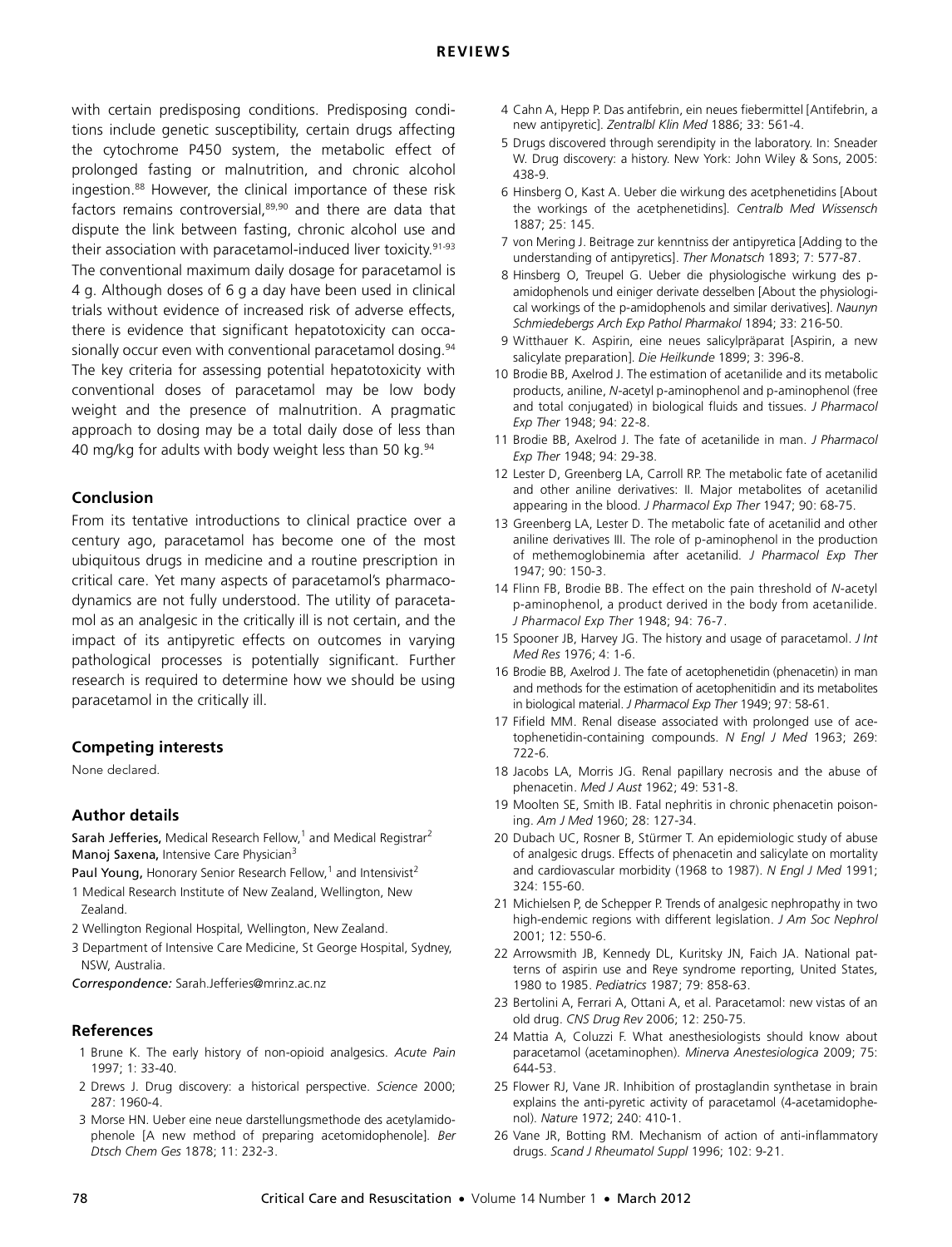with certain predisposing conditions. Predisposing conditions include genetic susceptibility, certain drugs affecting the cytochrome P450 system, the metabolic effect of prolonged fasting or malnutrition, and chronic alcohol ingestion.[88] However, the clinical importance of these risk factors remains controversial,[89,90] and there are data that dispute the link between fasting, chronic alcohol use and their association with paracetamol-induced liver toxicity.[91-93] The conventional maximum daily dosage for paracetamol is 4 g. Although doses of 6 g a day have been used in clinical trials without evidence of increased risk of adverse effects, there is evidence that significant hepatotoxicity can occasionally occur even with conventional paracetamol dosing.[94] The key criteria for assessing potential hepatotoxicity with conventional doses of paracetamol may be low body weight and the presence of malnutrition. A pragmatic approach to dosing may be a total daily dose of less than 40 mg/kg for adults with body weight less than 50 kg.[94]

## Conclusion

From its tentative introductions to clinical practice over a century ago, paracetamol has become one of the most ubiquitous drugs in medicine and a routine prescription in critical care. Yet many aspects of paracetamol's pharmacodynamics are not fully understood. The utility of paracetamol as an analgesic in the critically ill is not certain, and the impact of its antipyretic effects on outcomes in varying pathological processes is potentially significant. Further research is required to determine how we should be using paracetamol in the critically ill.

## Competing interests

None declared.

## Author details

**Sarah Jefferies,** Medical Research Fellow,[1] and Medical Registrar[2]
**Manoj Saxena,** Intensive Care Physician[3]
**Paul Young,** Honorary Senior Research Fellow,[1] and Intensivist[2]

1 Medical Research Institute of New Zealand, Wellington, New Zealand.
2 Wellington Regional Hospital, Wellington, New Zealand.
3 Department of Intensive Care Medicine, St George Hospital, Sydney, NSW, Australia.

*Correspondence:* Sarah.Jefferies@mrinz.ac.nz

## References

1 Brune K. The early history of non-opioid analgesics. *Acute Pain* 1997; 1: 33-40.
2 Drews J. Drug discovery: a historical perspective. *Science* 2000; 287: 1960-4.
3 Morse HN. Ueber eine neue darstellungsmethode des acetylamidophenole [A new method of preparing acetomidophenole]. *Ber Dtsch Chem Ges* 1878; 11: 232-3.
4 Cahn A, Hepp P. Das antifebrin, ein neues fiebermittel [Antifebrin, a new antipyretic]. *Zentralbl Klin Med* 1886; 33: 561-4.
5 Drugs discovered through serendipity in the laboratory. In: Sneader W. Drug discovery: a history. New York: John Wiley & Sons, 2005: 438-9.
6 Hinsberg O, Kast A. Ueber die wirkung des acetphenetidins [About the workings of the acetphenetidins]. *Centralb Med Wissensch* 1887; 25: 145.
7 von Mering J. Beitrage zur kenntniss der antipyretica [Adding to the understanding of antipyretics]. *Ther Monatsch* 1893; 7: 577-87.
8 Hinsberg O, Treupel G. Ueber die physiologische wirkung des p-amidophenols und einiger derivate desselben [About the physiological workings of the p-amidophenols and similar derivatives]. *Naunyn Schmiedebergs Arch Exp Pathol Pharmakol* 1894; 33: 216-50.
9 Witthauer K. Aspirin, eine neues salicylpräparat [Aspirin, a new salicylate preparation]. *Die Heilkunde* 1899; 3: 396-8.
10 Brodie BB, Axelrod J. The estimation of acetanilide and its metabolic products, aniline, *N*-acetyl p-aminophenol and p-aminophenol (free and total conjugated) in biological fluids and tissues. *J Pharmacol Exp Ther* 1948; 94: 22-8.
11 Brodie BB, Axelrod J. The fate of acetanilide in man. *J Pharmacol Exp Ther* 1948; 94: 29-38.
12 Lester D, Greenberg LA, Carroll RP. The metabolic fate of acetanilid and other aniline derivatives: II. Major metabolites of acetanilid appearing in the blood. *J Pharmacol Exp Ther* 1947; 90: 68-75.
13 Greenberg LA, Lester D. The metabolic fate of acetanilid and other aniline derivatives III. The role of p-aminophenol in the production of methemoglobinemia after acetanilid. *J Pharmacol Exp Ther* 1947; 90: 150-3.
14 Flinn FB, Brodie BB. The effect on the pain threshold of *N*-acetyl p-aminophenol, a product derived in the body from acetanilide. *J Pharmacol Exp Ther* 1948; 94: 76-7.
15 Spooner JB, Harvey JG. The history and usage of paracetamol. *J Int Med Res* 1976; 4: 1-6.
16 Brodie BB, Axelrod J. The fate of acetophenetidin (phenacetin) in man and methods for the estimation of acetophenitidin and its metabolites in biological material. *J Pharmacol Exp Ther* 1949; 97: 58-61.
17 Fifield MM. Renal disease associated with prolonged use of acetophenetidin-containing compounds. *N Engl J Med* 1963; 269: 722-6.
18 Jacobs LA, Morris JG. Renal papillary necrosis and the abuse of phenacetin. *Med J Aust* 1962; 49: 531-8.
19 Moolten SE, Smith IB. Fatal nephritis in chronic phenacetin poisoning. *Am J Med* 1960; 28: 127-34.
20 Dubach UC, Rosner B, Stürmer T. An epidemiologic study of abuse of analgesic drugs. Effects of phenacetin and salicylate on mortality and cardiovascular morbidity (1968 to 1987). *N Engl J Med* 1991; 324: 155-60.
21 Michielsen P, de Schepper P. Trends of analgesic nephropathy in two high-endemic regions with different legislation. *J Am Soc Nephrol* 2001; 12: 550-6.
22 Arrowsmith JB, Kennedy DL, Kuritsky JN, Faich JA. National patterns of aspirin use and Reye syndrome reporting, United States, 1980 to 1985. *Pediatrics* 1987; 79: 858-63.
23 Bertolini A, Ferrari A, Ottani A, et al. Paracetamol: new vistas of an old drug. *CNS Drug Rev* 2006; 12: 250-75.
24 Mattia A, Coluzzi F. What anesthesiologists should know about paracetamol (acetaminophen). *Minerva Anestesiologica* 2009; 75: 644-53.
25 Flower RJ, Vane JR. Inhibition of prostaglandin synthetase in brain explains the anti-pyretic activity of paracetamol (4-acetamidophenol). *Nature* 1972; 240: 410-1.
26 Vane JR, Botting RM. Mechanism of action of anti-inflammatory drugs. *Scand J Rheumatol Suppl* 1996; 102: 9-21.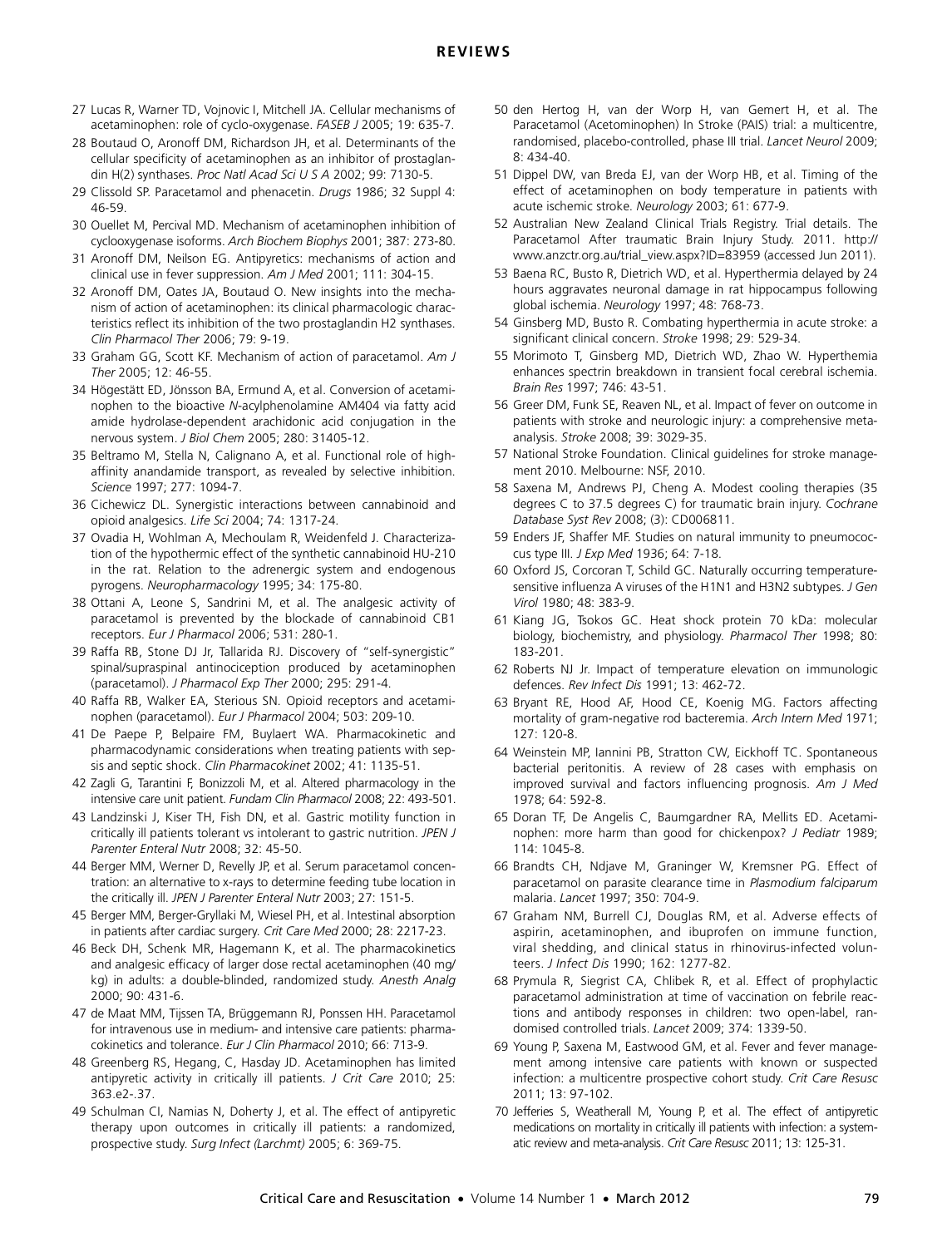27 Lucas R, Warner TD, Vojnovic I, Mitchell JA. Cellular mechanisms of acetaminophen: role of cyclo-oxygenase. *FASEB J* 2005; 19: 635-7.

28 Boutaud O, Aronoff DM, Richardson JH, et al. Determinants of the cellular specificity of acetaminophen as an inhibitor of prostaglandin H(2) synthases. *Proc Natl Acad Sci U S A* 2002; 99: 7130-5.

29 Clissold SP. Paracetamol and phenacetin. *Drugs* 1986; 32 Suppl 4: 46-59.

30 Ouellet M, Percival MD. Mechanism of acetaminophen inhibition of cyclooxygenase isoforms. *Arch Biochem Biophys* 2001; 387: 273-80.

31 Aronoff DM, Neilson EG. Antipyretics: mechanisms of action and clinical use in fever suppression. *Am J Med* 2001; 111: 304-15.

32 Aronoff DM, Oates JA, Boutaud O. New insights into the mechanism of action of acetaminophen: its clinical pharmacologic characteristics reflect its inhibition of the two prostaglandin H2 synthases. *Clin Pharmacol Ther* 2006; 79: 9-19.

33 Graham GG, Scott KF. Mechanism of action of paracetamol. *Am J Ther* 2005; 12: 46-55.

34 Högestätt ED, Jönsson BA, Ermund A, et al. Conversion of acetaminophen to the bioactive *N*-acylphenolamine AM404 via fatty acid amide hydrolase-dependent arachidonic acid conjugation in the nervous system. *J Biol Chem* 2005; 280: 31405-12.

35 Beltramo M, Stella N, Calignano A, et al. Functional role of high-affinity anandamide transport, as revealed by selective inhibition. *Science* 1997; 277: 1094-7.

36 Cichewicz DL. Synergistic interactions between cannabinoid and opioid analgesics. *Life Sci* 2004; 74: 1317-24.

37 Ovadia H, Wohlman A, Mechoulam R, Weidenfeld J. Characterization of the hypothermic effect of the synthetic cannabinoid HU-210 in the rat. Relation to the adrenergic system and endogenous pyrogens. *Neuropharmacology* 1995; 34: 175-80.

38 Ottani A, Leone S, Sandrini M, et al. The analgesic activity of paracetamol is prevented by the blockade of cannabinoid CB1 receptors. *Eur J Pharmacol* 2006; 531: 280-1.

39 Raffa RB, Stone DJ Jr, Tallarida RJ. Discovery of "self-synergistic" spinal/supraspinal antinociception produced by acetaminophen (paracetamol). *J Pharmacol Exp Ther* 2000; 295: 291-4.

40 Raffa RB, Walker EA, Sterious SN. Opioid receptors and acetaminophen (paracetamol). *Eur J Pharmacol* 2004; 503: 209-10.

41 De Paepe P, Belpaire FM, Buylaert WA. Pharmacokinetic and pharmacodynamic considerations when treating patients with sepsis and septic shock. *Clin Pharmacokinet* 2002; 41: 1135-51.

42 Zagli G, Tarantini F, Bonizzoli M, et al. Altered pharmacology in the intensive care unit patient. *Fundam Clin Pharmacol* 2008; 22: 493-501.

43 Landzinski J, Kiser TH, Fish DN, et al. Gastric motility function in critically ill patients tolerant vs intolerant to gastric nutrition. *JPEN J Parenter Enteral Nutr* 2008; 32: 45-50.

44 Berger MM, Werner D, Revelly JP, et al. Serum paracetamol concentration: an alternative to x-rays to determine feeding tube location in the critically ill. *JPEN J Parenter Enteral Nutr* 2003; 27: 151-5.

45 Berger MM, Berger-Gryllaki M, Wiesel PH, et al. Intestinal absorption in patients after cardiac surgery. *Crit Care Med* 2000; 28: 2217-23.

46 Beck DH, Schenk MR, Hagemann K, et al. The pharmacokinetics and analgesic efficacy of larger dose rectal acetaminophen (40 mg/kg) in adults: a double-blinded, randomized study. *Anesth Analg* 2000; 90: 431-6.

47 de Maat MM, Tijssen TA, Brüggemann RJ, Ponssen HH. Paracetamol for intravenous use in medium- and intensive care patients: pharmacokinetics and tolerance. *Eur J Clin Pharmacol* 2010; 66: 713-9.

48 Greenberg RS, Hegang, C, Hasday JD. Acetaminophen has limited antipyretic activity in critically ill patients. *J Crit Care* 2010; 25: 363.e2-.37.

49 Schulman CI, Namias N, Doherty J, et al. The effect of antipyretic therapy upon outcomes in critically ill patients: a randomized, prospective study. *Surg Infect (Larchmt)* 2005; 6: 369-75.

50 den Hertog H, van der Worp H, van Gemert H, et al. The Paracetamol (Acetominophen) In Stroke (PAIS) trial: a multicentre, randomised, placebo-controlled, phase III trial. *Lancet Neurol* 2009; 8: 434-40.

51 Dippel DW, van Breda EJ, van der Worp HB, et al. Timing of the effect of acetaminophen on body temperature in patients with acute ischemic stroke. *Neurology* 2003; 61: 677-9.

52 Australian New Zealand Clinical Trials Registry. Trial details. The Paracetamol After traumatic Brain Injury Study. 2011. http://www.anzctr.org.au/trial_view.aspx?ID=83959 (accessed Jun 2011).

53 Baena RC, Busto R, Dietrich WD, et al. Hyperthermia delayed by 24 hours aggravates neuronal damage in rat hippocampus following global ischemia. *Neurology* 1997; 48: 768-73.

54 Ginsberg MD, Busto R. Combating hyperthermia in acute stroke: a significant clinical concern. *Stroke* 1998; 29: 529-34.

55 Morimoto T, Ginsberg MD, Dietrich WD, Zhao W. Hyperthemia enhances spectrin breakdown in transient focal cerebral ischemia. *Brain Res* 1997; 746: 43-51.

56 Greer DM, Funk SE, Reaven NL, et al. Impact of fever on outcome in patients with stroke and neurologic injury: a comprehensive meta-analysis. *Stroke* 2008; 39: 3029-35.

57 National Stroke Foundation. Clinical guidelines for stroke management 2010. Melbourne: NSF, 2010.

58 Saxena M, Andrews PJ, Cheng A. Modest cooling therapies (35 degrees C to 37.5 degrees C) for traumatic brain injury. *Cochrane Database Syst Rev* 2008; (3): CD006811.

59 Enders JF, Shaffer MF. Studies on natural immunity to pneumococcus type III. *J Exp Med* 1936; 64: 7-18.

60 Oxford JS, Corcoran T, Schild GC. Naturally occurring temperature-sensitive influenza A viruses of the H1N1 and H3N2 subtypes. *J Gen Virol* 1980; 48: 383-9.

61 Kiang JG, Tsokos GC. Heat shock protein 70 kDa: molecular biology, biochemistry, and physiology. *Pharmacol Ther* 1998; 80: 183-201.

62 Roberts NJ Jr. Impact of temperature elevation on immunologic defences. *Rev Infect Dis* 1991; 13: 462-72.

63 Bryant RE, Hood AF, Hood CE, Koenig MG. Factors affecting mortality of gram-negative rod bacteremia. *Arch Intern Med* 1971; 127: 120-8.

64 Weinstein MP, Iannini PB, Stratton CW, Eickhoff TC. Spontaneous bacterial peritonitis. A review of 28 cases with emphasis on improved survival and factors influencing prognosis. *Am J Med* 1978; 64: 592-8.

65 Doran TF, De Angelis C, Baumgardner RA, Mellits ED. Acetaminophen: more harm than good for chickenpox? *J Pediatr* 1989; 114: 1045-8.

66 Brandts CH, Ndjave M, Graninger W, Kremsner PG. Effect of paracetamol on parasite clearance time in *Plasmodium falciparum* malaria. *Lancet* 1997; 350: 704-9.

67 Graham NM, Burrell CJ, Douglas RM, et al. Adverse effects of aspirin, acetaminophen, and ibuprofen on immune function, viral shedding, and clinical status in rhinovirus-infected volunteers. *J Infect Dis* 1990; 162: 1277-82.

68 Prymula R, Siegrist CA, Chlibek R, et al. Effect of prophylactic paracetamol administration at time of vaccination on febrile reactions and antibody responses in children: two open-label, randomised controlled trials. *Lancet* 2009; 374: 1339-50.

69 Young P, Saxena M, Eastwood GM, et al. Fever and fever management among intensive care patients with known or suspected infection: a multicentre prospective cohort study. *Crit Care Resusc* 2011; 13: 97-102.

70 Jefferies S, Weatherall M, Young P, et al. The effect of antipyretic medications on mortality in critically ill patients with infection: a systematic review and meta-analysis. *Crit Care Resusc* 2011; 13: 125-31.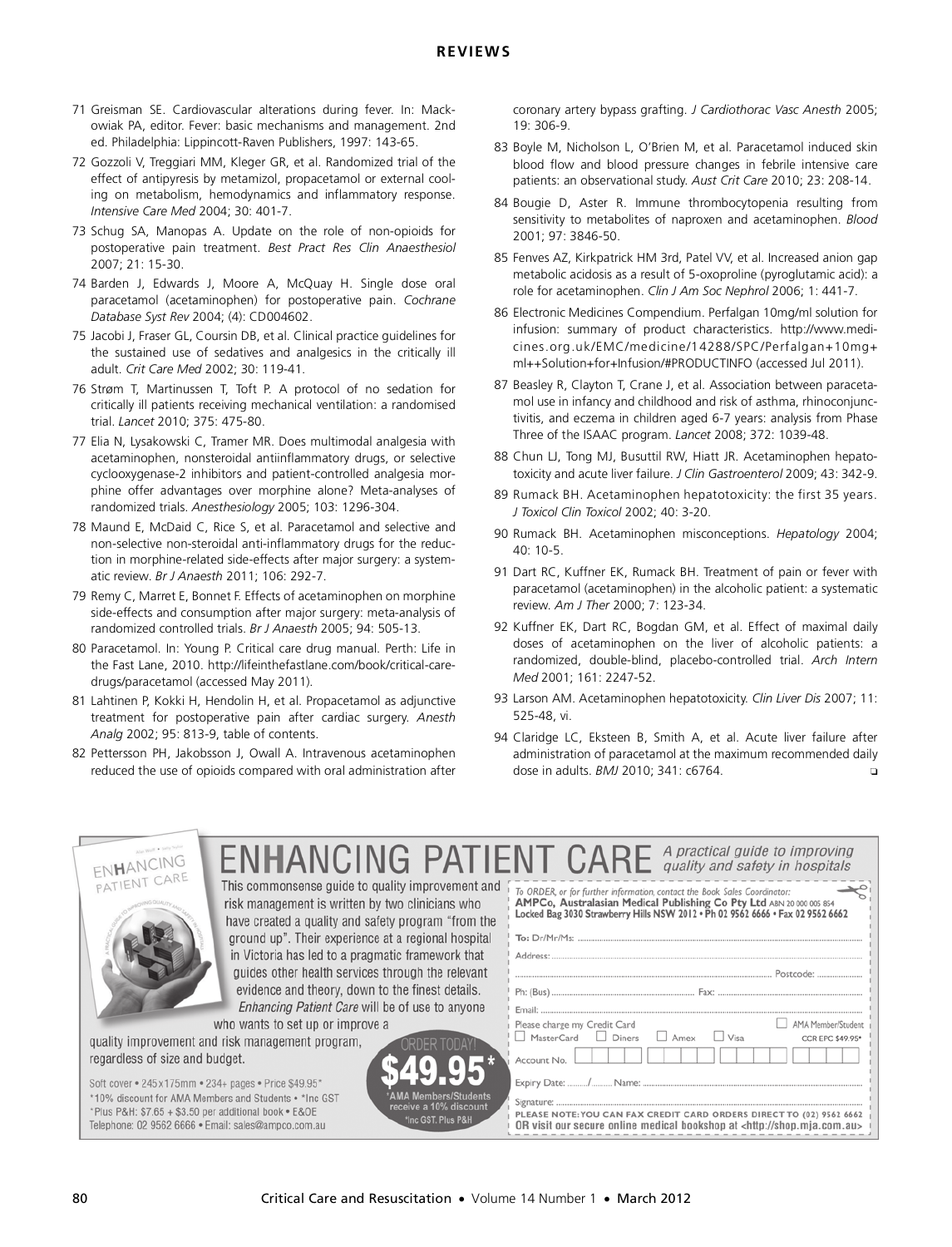71 Greisman SE. Cardiovascular alterations during fever. In: Mackowiak PA, editor. Fever: basic mechanisms and management. 2nd ed. Philadelphia: Lippincott-Raven Publishers, 1997: 143-65.

72 Gozzoli V, Treggiari MM, Kleger GR, et al. Randomized trial of the effect of antipyresis by metamizol, propacetamol or external cooling on metabolism, hemodynamics and inflammatory response. *Intensive Care Med* 2004; 30: 401-7.

73 Schug SA, Manopas A. Update on the role of non-opioids for postoperative pain treatment. *Best Pract Res Clin Anaesthesiol* 2007; 21: 15-30.

74 Barden J, Edwards J, Moore A, McQuay H. Single dose oral paracetamol (acetaminophen) for postoperative pain. *Cochrane Database Syst Rev* 2004; (4): CD004602.

75 Jacobi J, Fraser GL, Coursin DB, et al. Clinical practice guidelines for the sustained use of sedatives and analgesics in the critically ill adult. *Crit Care Med* 2002; 30: 119-41.

76 Strøm T, Martinussen T, Toft P. A protocol of no sedation for critically ill patients receiving mechanical ventilation: a randomised trial. *Lancet* 2010; 375: 475-80.

77 Elia N, Lysakowski C, Tramer MR. Does multimodal analgesia with acetaminophen, nonsteroidal antiinflammatory drugs, or selective cyclooxygenase-2 inhibitors and patient-controlled analgesia morphine offer advantages over morphine alone? Meta-analyses of randomized trials. *Anesthesiology* 2005; 103: 1296-304.

78 Maund E, McDaid C, Rice S, et al. Paracetamol and selective and non-selective non-steroidal anti-inflammatory drugs for the reduction in morphine-related side-effects after major surgery: a systematic review. *Br J Anaesth* 2011; 106: 292-7.

79 Remy C, Marret E, Bonnet F. Effects of acetaminophen on morphine side-effects and consumption after major surgery: meta-analysis of randomized controlled trials. *Br J Anaesth* 2005; 94: 505-13.

80 Paracetamol. In: Young P. Critical care drug manual. Perth: Life in the Fast Lane, 2010. http://lifeinthefastlane.com/book/critical-care-drugs/paracetamol (accessed May 2011).

81 Lahtinen P, Kokki H, Hendolin H, et al. Propacetamol as adjunctive treatment for postoperative pain after cardiac surgery. *Anesth Analg* 2002; 95: 813-9, table of contents.

82 Pettersson PH, Jakobsson J, Owall A. Intravenous acetaminophen reduced the use of opioids compared with oral administration after coronary artery bypass grafting. *J Cardiothorac Vasc Anesth* 2005; 19: 306-9.

83 Boyle M, Nicholson L, O'Brien M, et al. Paracetamol induced skin blood flow and blood pressure changes in febrile intensive care patients: an observational study. *Aust Crit Care* 2010; 23: 208-14.

84 Bougie D, Aster R. Immune thrombocytopenia resulting from sensitivity to metabolites of naproxen and acetaminophen. *Blood* 2001; 97: 3846-50.

85 Fenves AZ, Kirkpatrick HM 3rd, Patel VV, et al. Increased anion gap metabolic acidosis as a result of 5-oxoproline (pyroglutamic acid): a role for acetaminophen. *Clin J Am Soc Nephrol* 2006; 1: 441-7.

86 Electronic Medicines Compendium. Perfalgan 10mg/ml solution for infusion: summary of product characteristics. http://www.medicines.org.uk/EMC/medicine/14288/SPC/Perfalgan+10mg+ml++Solution+for+Infusion/#PRODUCTINFO (accessed Jul 2011).

87 Beasley R, Clayton T, Crane J, et al. Association between paracetamol use in infancy and childhood and risk of asthma, rhinoconjunctivitis, and eczema in children aged 6-7 years: analysis from Phase Three of the ISAAC program. *Lancet* 2008; 372: 1039-48.

88 Chun LJ, Tong MJ, Busuttil RW, Hiatt JR. Acetaminophen hepatotoxicity and acute liver failure. *J Clin Gastroenterol* 2009; 43: 342-9.

89 Rumack BH. Acetaminophen hepatotoxicity: the first 35 years. *J Toxicol Clin Toxicol* 2002; 40: 3-20.

90 Rumack BH. Acetaminophen misconceptions. *Hepatology* 2004; 40: 10-5.

91 Dart RC, Kuffner EK, Rumack BH. Treatment of pain or fever with paracetamol (acetaminophen) in the alcoholic patient: a systematic review. *Am J Ther* 2000; 7: 123-34.

92 Kuffner EK, Dart RC, Bogdan GM, et al. Effect of maximal daily doses of acetaminophen on the liver of alcoholic patients: a randomized, double-blind, placebo-controlled trial. *Arch Intern Med* 2001; 161: 2247-52.

93 Larson AM. Acetaminophen hepatotoxicity. *Clin Liver Dis* 2007; 11: 525-48, vi.

94 Claridge LC, Eksteen B, Smith A, et al. Acute liver failure after administration of paracetamol at the maximum recommended daily dose in adults. *BMJ* 2010; 341: c6764. ❑

# ENHANCING PATIENT CARE

*A practical guide to improving quality and safety in hospitals*

This commonsense guide to quality improvement and risk management is written by two clinicians who have created a quality and safety program "from the ground up". Their experience at a regional hospital in Victoria has led to a pragmatic framework that guides other health services through the relevant evidence and theory, down to the finest details. *Enhancing Patient Care* will be of use to anyone who wants to set up or improve a quality improvement and risk management program, regardless of size and budget.

ORDER TODAY! **$49.95\***

\*AMA Members/Students receive a 10% discount
\*Inc GST. Plus P&H

Soft cover • 245x175mm • 234+ pages • Price $49.95*
*10% discount for AMA Members and Students • *Inc GST
*Plus P&H: $7.65 + $3.50 per additional book • E&OE
Telephone: 02 9562 6666 • Email: sales@ampco.com.au

*To ORDER, or for further information, contact the Book Sales Coordinator:*
**AMPCo, Australasian Medical Publishing Co Pty Ltd** ABN 20 000 005 854
**Locked Bag 3030 Strawberry Hills NSW 2012 • Ph 02 9562 6666 • Fax 02 9562 6662**

To: Dr/Mr/Ms: ..........
Address: ..........
.......... Postcode: ..........
Ph: (Bus) .......... Fax: ..........
Email: ..........

Please charge my Credit Card ☐ MasterCard ☐ Diners ☐ Amex ☐ Visa
☐ AMA Member/Student CCR EPC $49.95*

Account No. ..........
Expiry Date: ....../...... Name: ..........
Signature: ..........

**PLEASE NOTE: YOU CAN FAX CREDIT CARD ORDERS DIRECT TO (02) 9562 6662 OR visit our secure online medical bookshop at <http://shop.mja.com.au>**